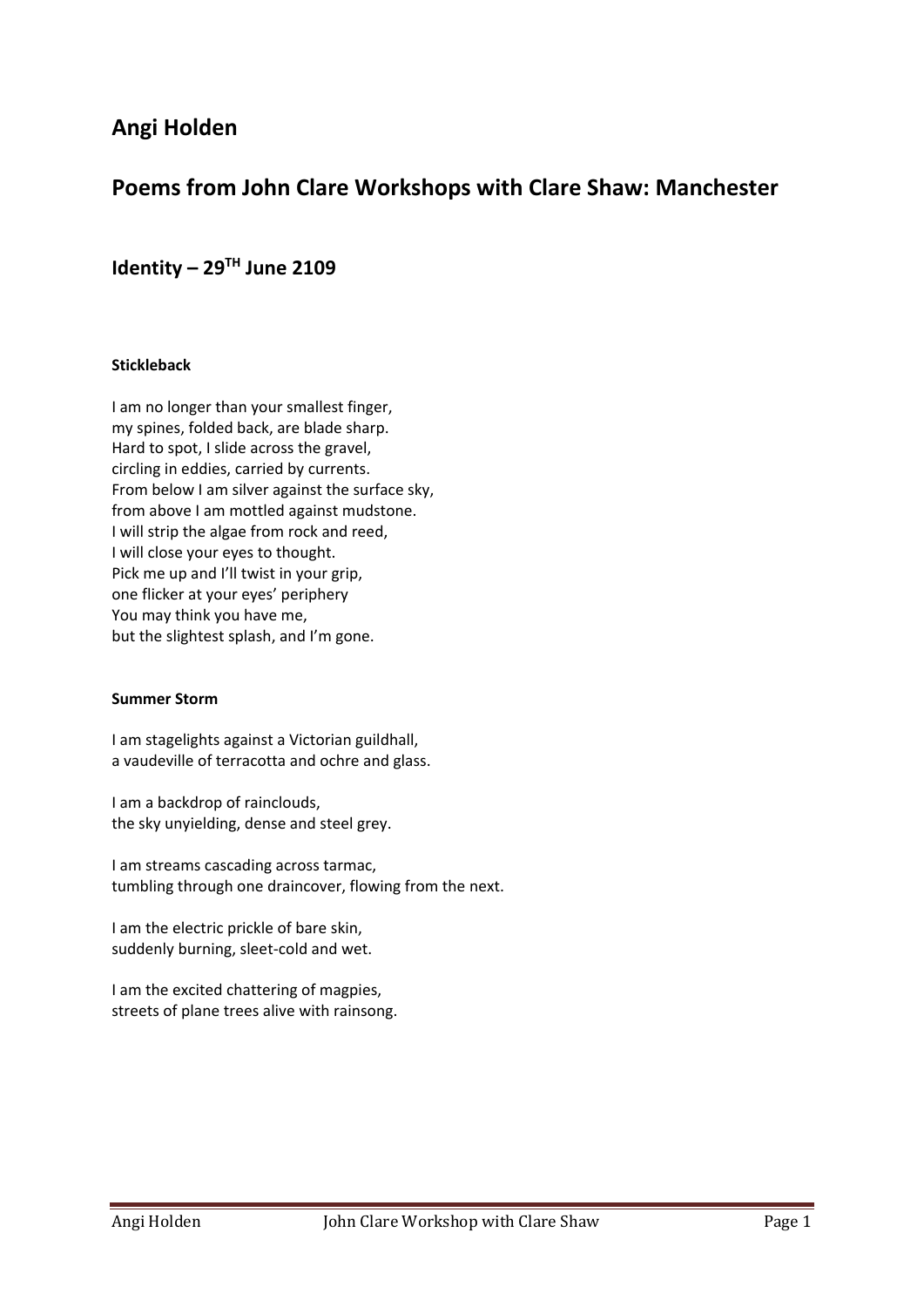# Angi Holden

## Poems from John Clare Workshops with Clare Shaw: Manchester

### Identity – 29TH June 2109

**Stickleback**

I am no longer than your smallest finger,
my spines, folded back, are blade sharp.
Hard to spot, I slide across the gravel,
circling in eddies, carried by currents.
From below I am silver against the surface sky,
from above I am mottled against mudstone.
I will strip the algae from rock and reed,
I will close your eyes to thought.
Pick me up and I'll twist in your grip,
one flicker at your eyes' periphery
You may think you have me,
but the slightest splash, and I'm gone.

**Summer Storm**

I am stagelights against a Victorian guildhall,
a vaudeville of terracotta and ochre and glass.

I am a backdrop of rainclouds,
the sky unyielding, dense and steel grey.

I am streams cascading across tarmac,
tumbling through one draincover, flowing from the next.

I am the electric prickle of bare skin,
suddenly burning, sleet-cold and wet.

I am the excited chattering of magpies,
streets of plane trees alive with rainsong.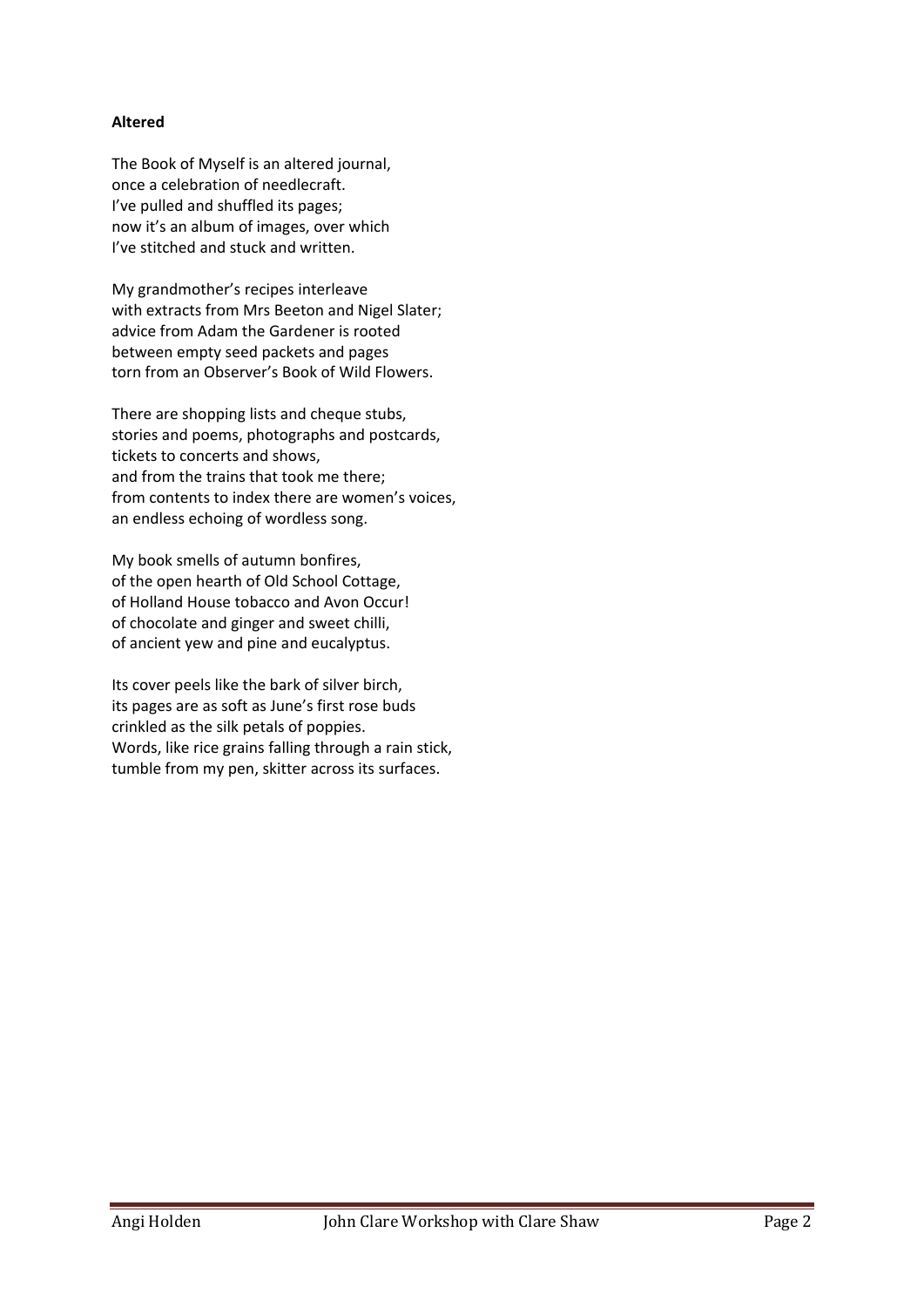**Altered**

The Book of Myself is an altered journal,
once a celebration of needlecraft.
I've pulled and shuffled its pages;
now it's an album of images, over which
I've stitched and stuck and written.

My grandmother's recipes interleave
with extracts from Mrs Beeton and Nigel Slater;
advice from Adam the Gardener is rooted
between empty seed packets and pages
torn from an Observer's Book of Wild Flowers.

There are shopping lists and cheque stubs,
stories and poems, photographs and postcards,
tickets to concerts and shows,
and from the trains that took me there;
from contents to index there are women's voices,
an endless echoing of wordless song.

My book smells of autumn bonfires,
of the open hearth of Old School Cottage,
of Holland House tobacco and Avon Occur!
of chocolate and ginger and sweet chilli,
of ancient yew and pine and eucalyptus.

Its cover peels like the bark of silver birch,
its pages are as soft as June's first rose buds
crinkled as the silk petals of poppies.
Words, like rice grains falling through a rain stick,
tumble from my pen, skitter across its surfaces.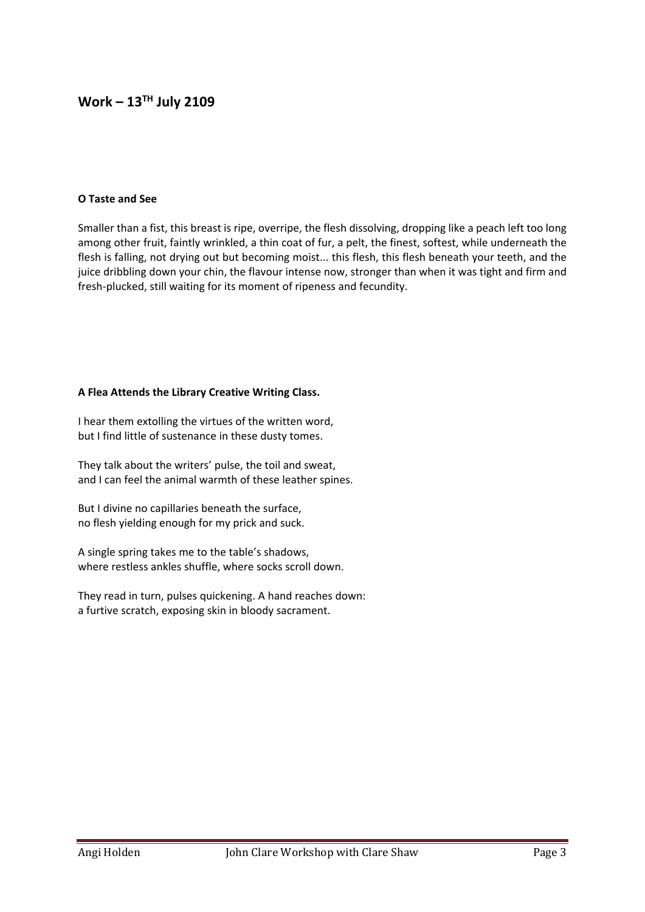# Work – 13TH July 2109

**O Taste and See**

Smaller than a fist, this breast is ripe, overripe, the flesh dissolving, dropping like a peach left too long among other fruit, faintly wrinkled, a thin coat of fur, a pelt, the finest, softest, while underneath the flesh is falling, not drying out but becoming moist... this flesh, this flesh beneath your teeth, and the juice dribbling down your chin, the flavour intense now, stronger than when it was tight and firm and fresh-plucked, still waiting for its moment of ripeness and fecundity.

**A Flea Attends the Library Creative Writing Class.**

I hear them extolling the virtues of the written word,
but I find little of sustenance in these dusty tomes.

They talk about the writers' pulse, the toil and sweat,
and I can feel the animal warmth of these leather spines.

But I divine no capillaries beneath the surface,
no flesh yielding enough for my prick and suck.

A single spring takes me to the table's shadows,
where restless ankles shuffle, where socks scroll down.

They read in turn, pulses quickening. A hand reaches down:
a furtive scratch, exposing skin in bloody sacrament.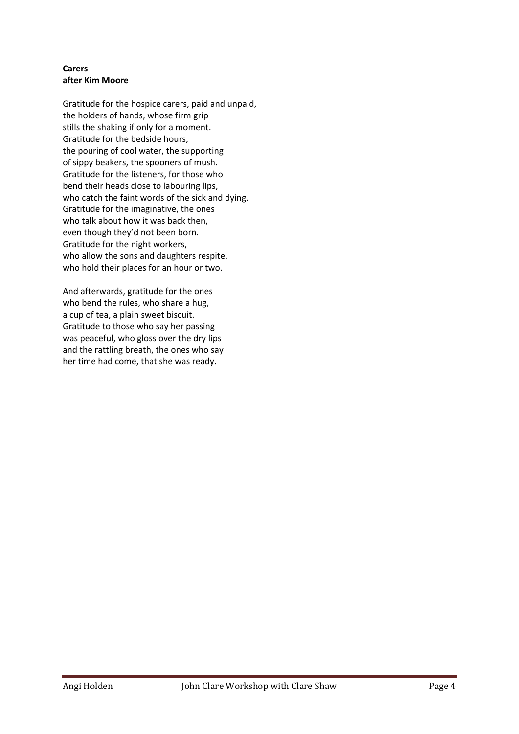**Carers**
**after Kim Moore**

Gratitude for the hospice carers, paid and unpaid,
the holders of hands, whose firm grip
stills the shaking if only for a moment.
Gratitude for the bedside hours,
the pouring of cool water, the supporting
of sippy beakers, the spooners of mush.
Gratitude for the listeners, for those who
bend their heads close to labouring lips,
who catch the faint words of the sick and dying.
Gratitude for the imaginative, the ones
who talk about how it was back then,
even though they'd not been born.
Gratitude for the night workers,
who allow the sons and daughters respite,
who hold their places for an hour or two.

And afterwards, gratitude for the ones
who bend the rules, who share a hug,
a cup of tea, a plain sweet biscuit.
Gratitude to those who say her passing
was peaceful, who gloss over the dry lips
and the rattling breath, the ones who say
her time had come, that she was ready.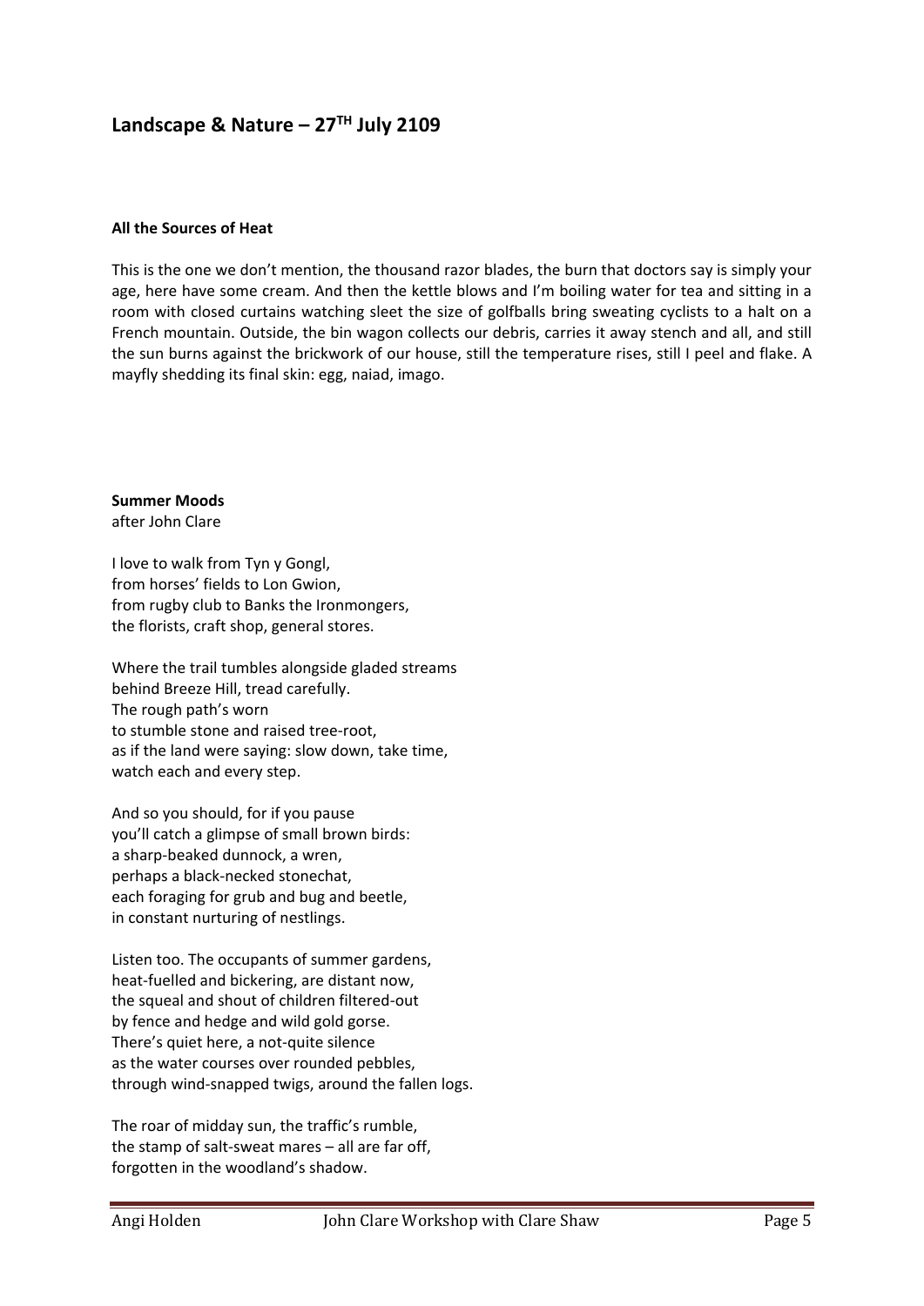## Landscape & Nature – 27TH July 2109

### All the Sources of Heat

This is the one we don't mention, the thousand razor blades, the burn that doctors say is simply your age, here have some cream. And then the kettle blows and I'm boiling water for tea and sitting in a room with closed curtains watching sleet the size of golfballs bring sweating cyclists to a halt on a French mountain. Outside, the bin wagon collects our debris, carries it away stench and all, and still the sun burns against the brickwork of our house, still the temperature rises, still I peel and flake. A mayfly shedding its final skin: egg, naiad, imago.

### Summer Moods

after John Clare

I love to walk from Tyn y Gongl,
from horses' fields to Lon Gwion,
from rugby club to Banks the Ironmongers,
the florists, craft shop, general stores.

Where the trail tumbles alongside gladed streams
behind Breeze Hill, tread carefully.
The rough path's worn
to stumble stone and raised tree-root,
as if the land were saying: slow down, take time,
watch each and every step.

And so you should, for if you pause
you'll catch a glimpse of small brown birds:
a sharp-beaked dunnock, a wren,
perhaps a black-necked stonechat,
each foraging for grub and bug and beetle,
in constant nurturing of nestlings.

Listen too. The occupants of summer gardens,
heat-fuelled and bickering, are distant now,
the squeal and shout of children filtered-out
by fence and hedge and wild gold gorse.
There's quiet here, a not-quite silence
as the water courses over rounded pebbles,
through wind-snapped twigs, around the fallen logs.

The roar of midday sun, the traffic's rumble,
the stamp of salt-sweat mares – all are far off,
forgotten in the woodland's shadow.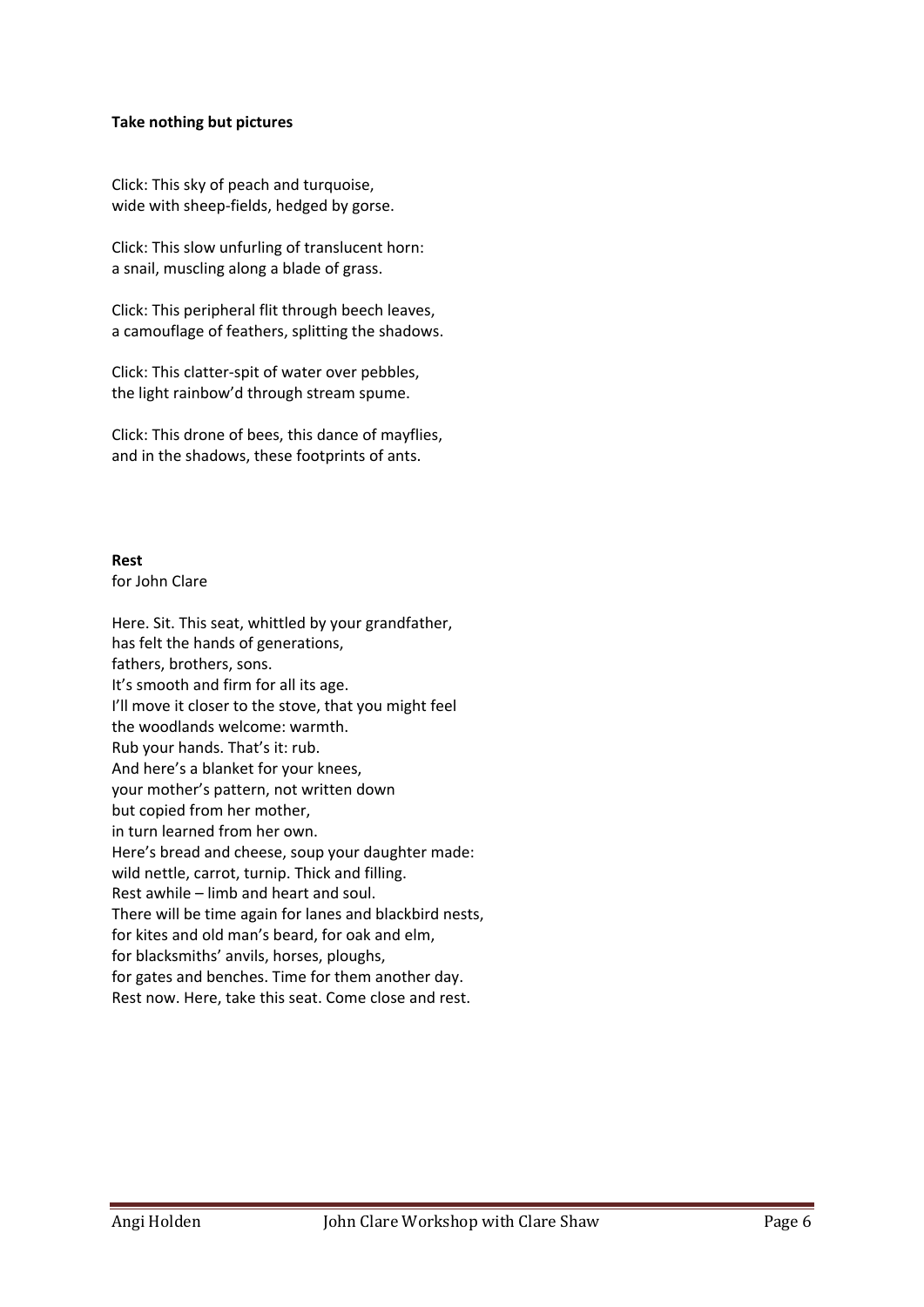**Take nothing but pictures**

Click: This sky of peach and turquoise,
wide with sheep-fields, hedged by gorse.

Click: This slow unfurling of translucent horn:
a snail, muscling along a blade of grass.

Click: This peripheral flit through beech leaves,
a camouflage of feathers, splitting the shadows.

Click: This clatter-spit of water over pebbles,
the light rainbow'd through stream spume.

Click: This drone of bees, this dance of mayflies,
and in the shadows, these footprints of ants.

**Rest**
for John Clare

Here. Sit. This seat, whittled by your grandfather,
has felt the hands of generations,
fathers, brothers, sons.
It's smooth and firm for all its age.
I'll move it closer to the stove, that you might feel
the woodlands welcome: warmth.
Rub your hands. That's it: rub.
And here's a blanket for your knees,
your mother's pattern, not written down
but copied from her mother,
in turn learned from her own.
Here's bread and cheese, soup your daughter made:
wild nettle, carrot, turnip. Thick and filling.
Rest awhile – limb and heart and soul.
There will be time again for lanes and blackbird nests,
for kites and old man's beard, for oak and elm,
for blacksmiths' anvils, horses, ploughs,
for gates and benches. Time for them another day.
Rest now. Here, take this seat. Come close and rest.